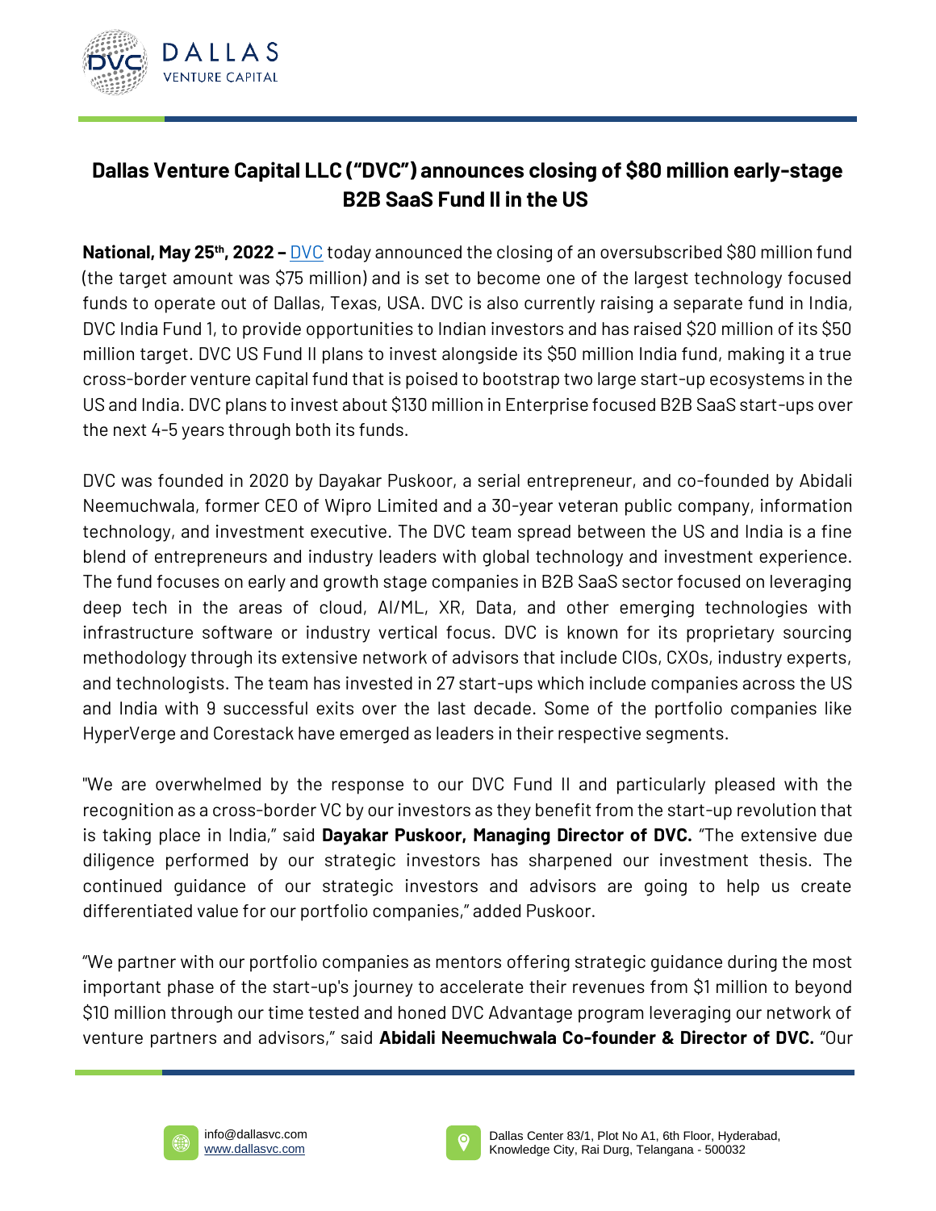# Dallas Venture Capital LLC ("DVC") announces closing of $80 million early-stage B2B SaaS Fund II in the US

**National, May 25th, 2022 –** DVC today announced the closing of an oversubscribed $80 million fund (the target amount was $75 million) and is set to become one of the largest technology focused funds to operate out of Dallas, Texas, USA. DVC is also currently raising a separate fund in India, DVC India Fund 1, to provide opportunities to Indian investors and has raised $20 million of its $50 million target. DVC US Fund II plans to invest alongside its $50 million India fund, making it a true cross-border venture capital fund that is poised to bootstrap two large start-up ecosystems in the US and India. DVC plans to invest about $130 million in Enterprise focused B2B SaaS start-ups over the next 4-5 years through both its funds.

DVC was founded in 2020 by Dayakar Puskoor, a serial entrepreneur, and co-founded by Abidali Neemuchwala, former CEO of Wipro Limited and a 30-year veteran public company, information technology, and investment executive. The DVC team spread between the US and India is a fine blend of entrepreneurs and industry leaders with global technology and investment experience. The fund focuses on early and growth stage companies in B2B SaaS sector focused on leveraging deep tech in the areas of cloud, AI/ML, XR, Data, and other emerging technologies with infrastructure software or industry vertical focus. DVC is known for its proprietary sourcing methodology through its extensive network of advisors that include CIOs, CXOs, industry experts, and technologists. The team has invested in 27 start-ups which include companies across the US and India with 9 successful exits over the last decade. Some of the portfolio companies like HyperVerge and Corestack have emerged as leaders in their respective segments.

"We are overwhelmed by the response to our DVC Fund II and particularly pleased with the recognition as a cross-border VC by our investors as they benefit from the start-up revolution that is taking place in India," said **Dayakar Puskoor, Managing Director of DVC.** "The extensive due diligence performed by our strategic investors has sharpened our investment thesis. The continued guidance of our strategic investors and advisors are going to help us create differentiated value for our portfolio companies," added Puskoor.

"We partner with our portfolio companies as mentors offering strategic guidance during the most important phase of the start-up's journey to accelerate their revenues from $1 million to beyond $10 million through our time tested and honed DVC Advantage program leveraging our network of venture partners and advisors," said **Abidali Neemuchwala Co-founder & Director of DVC.** "Our

info@dallasvc.com
www.dallasvc.com

Dallas Center 83/1, Plot No A1, 6th Floor, Hyderabad, Knowledge City, Rai Durg, Telangana - 500032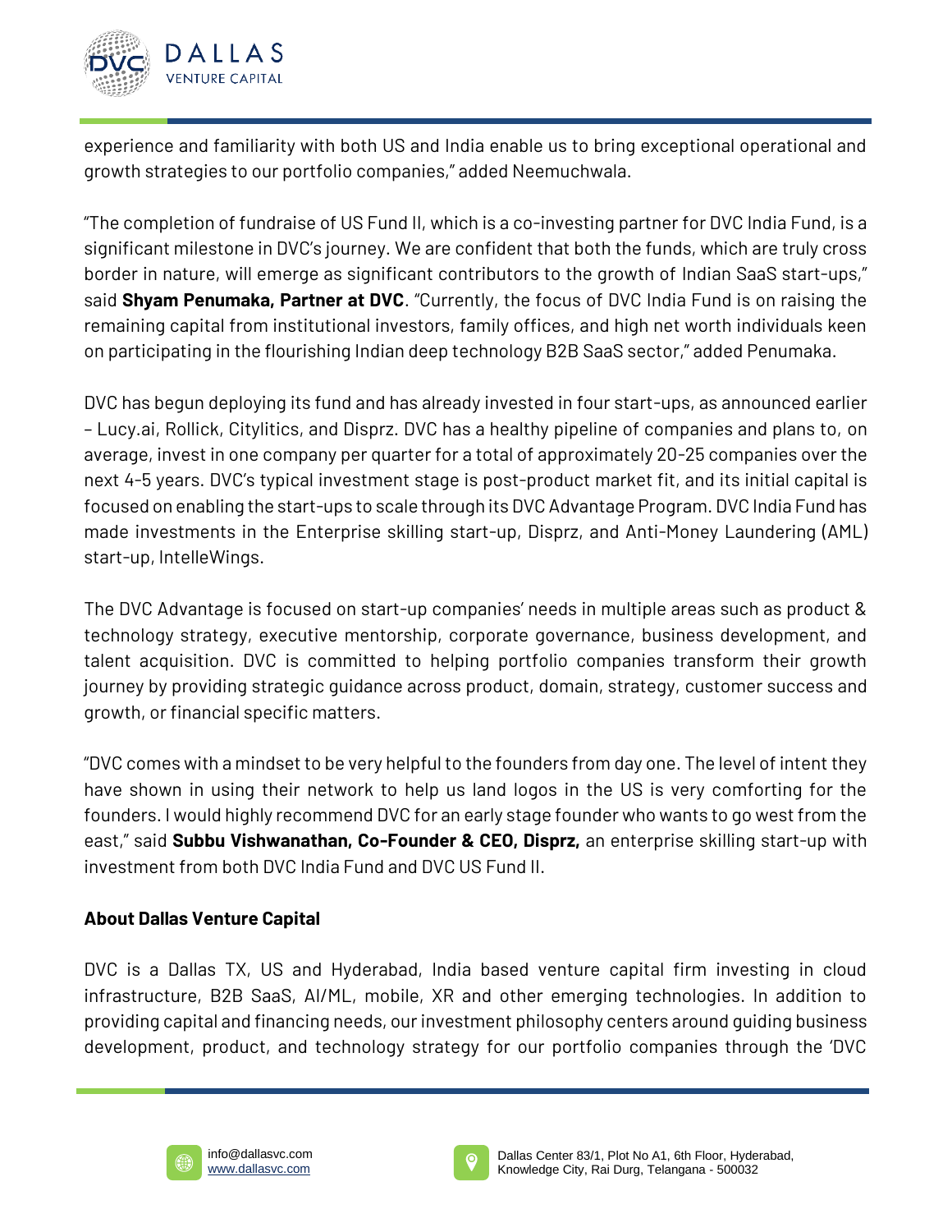experience and familiarity with both US and India enable us to bring exceptional operational and growth strategies to our portfolio companies," added Neemuchwala.

"The completion of fundraise of US Fund II, which is a co-investing partner for DVC India Fund, is a significant milestone in DVC's journey. We are confident that both the funds, which are truly cross border in nature, will emerge as significant contributors to the growth of Indian SaaS start-ups," said **Shyam Penumaka, Partner at DVC**. "Currently, the focus of DVC India Fund is on raising the remaining capital from institutional investors, family offices, and high net worth individuals keen on participating in the flourishing Indian deep technology B2B SaaS sector," added Penumaka.

DVC has begun deploying its fund and has already invested in four start-ups, as announced earlier – Lucy.ai, Rollick, Citylitics, and Disprz. DVC has a healthy pipeline of companies and plans to, on average, invest in one company per quarter for a total of approximately 20-25 companies over the next 4-5 years. DVC's typical investment stage is post-product market fit, and its initial capital is focused on enabling the start-ups to scale through its DVC Advantage Program. DVC India Fund has made investments in the Enterprise skilling start-up, Disprz, and Anti-Money Laundering (AML) start-up, IntelleWings.

The DVC Advantage is focused on start-up companies' needs in multiple areas such as product & technology strategy, executive mentorship, corporate governance, business development, and talent acquisition. DVC is committed to helping portfolio companies transform their growth journey by providing strategic guidance across product, domain, strategy, customer success and growth, or financial specific matters.

"DVC comes with a mindset to be very helpful to the founders from day one. The level of intent they have shown in using their network to help us land logos in the US is very comforting for the founders. I would highly recommend DVC for an early stage founder who wants to go west from the east," said **Subbu Vishwanathan, Co-Founder & CEO, Disprz,** an enterprise skilling start-up with investment from both DVC India Fund and DVC US Fund II.

**About Dallas Venture Capital**

DVC is a Dallas TX, US and Hyderabad, India based venture capital firm investing in cloud infrastructure, B2B SaaS, AI/ML, mobile, XR and other emerging technologies. In addition to providing capital and financing needs, our investment philosophy centers around guiding business development, product, and technology strategy for our portfolio companies through the 'DVC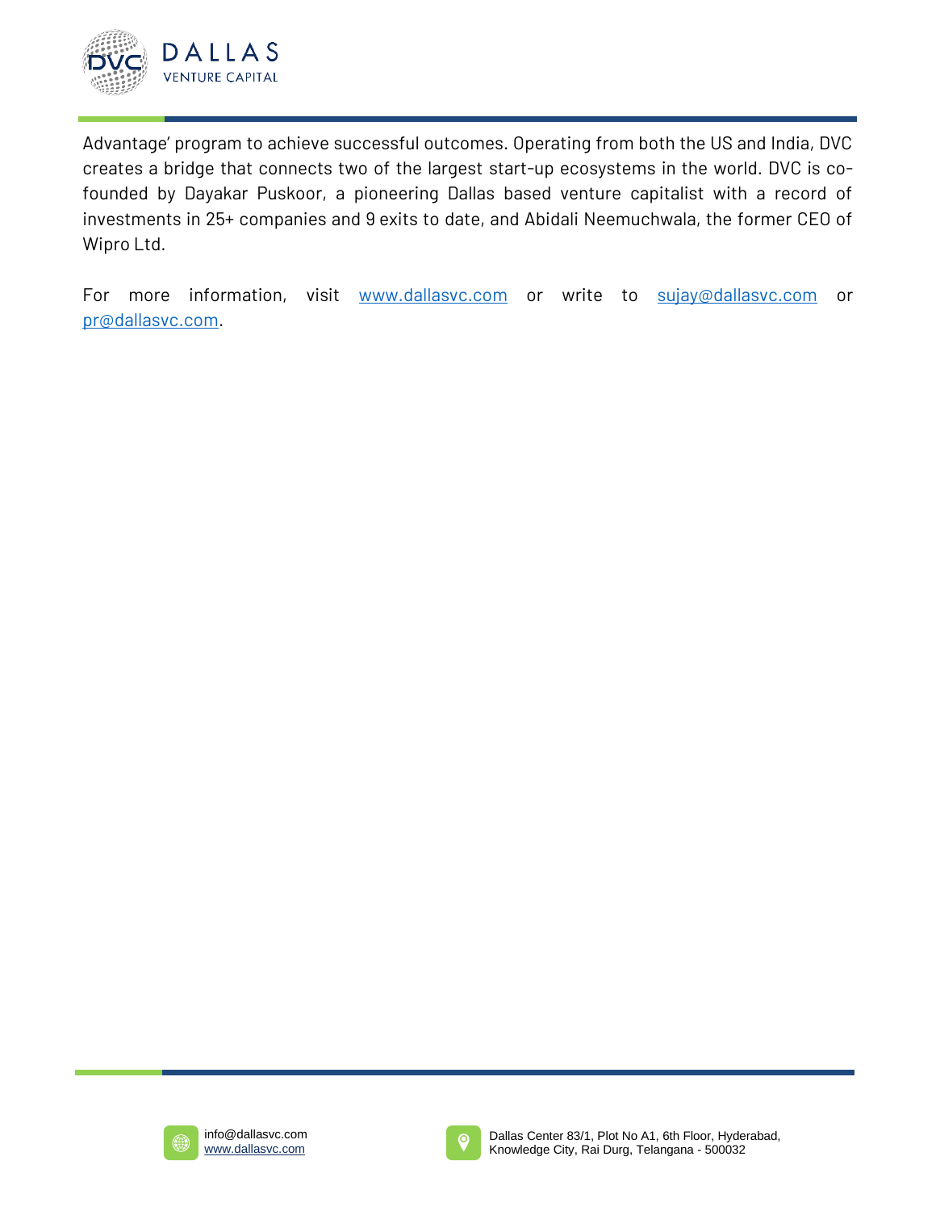Advantage' program to achieve successful outcomes. Operating from both the US and India, DVC creates a bridge that connects two of the largest start-up ecosystems in the world. DVC is co-founded by Dayakar Puskoor, a pioneering Dallas based venture capitalist with a record of investments in 25+ companies and 9 exits to date, and Abidali Neemuchwala, the former CEO of Wipro Ltd.

For more information, visit [www.dallasvc.com](http://www.dallasvc.com) or write to [sujay@dallasvc.com](mailto:sujay@dallasvc.com) or [pr@dallasvc.com](mailto:pr@dallasvc.com).